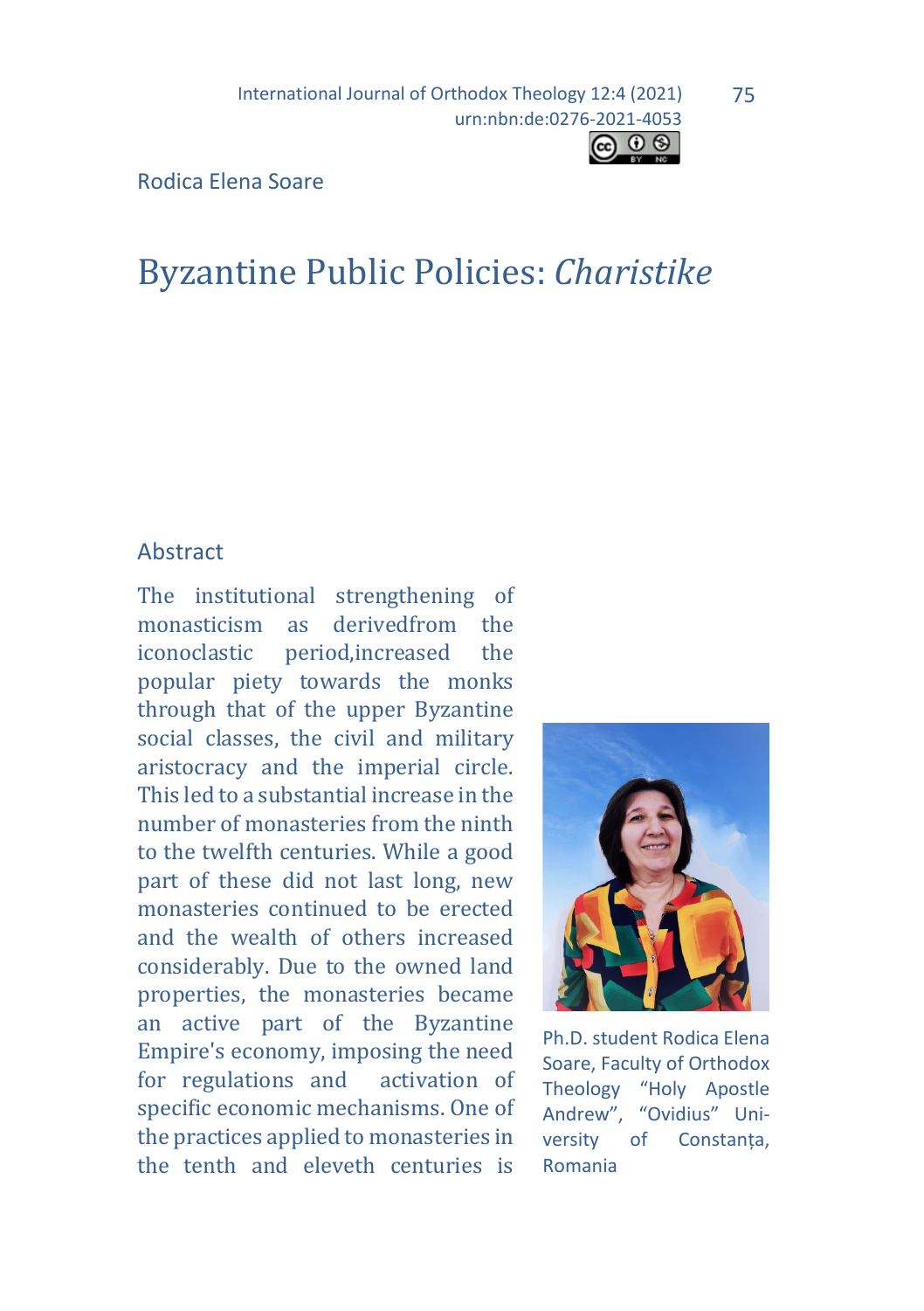Rodica Elena Soare

# Byzantine Public Policies: *Charistike*

## Abstract

The institutional strengthening of monasticism as derivedfrom the iconoclastic period,increased the popular piety towards the monks through that of the upper Byzantine social classes, the civil and military aristocracy and the imperial circle. This led to a substantial increase in the number of monasteries from the ninth to the twelfth centuries. While a good part of these did not last long, new monasteries continued to be erected and the wealth of others increased considerably. Due to the owned land properties, the monasteries became an active part of the Byzantine Empire's economy, imposing the need for regulations and activation of specific economic mechanisms. One of the practices applied to monasteries in the tenth and eleveth centuries is

Ph.D. student Rodica Elena Soare, Faculty of Orthodox Theology "Holy Apostle Andrew", "Ovidius" University of Constanța, Romania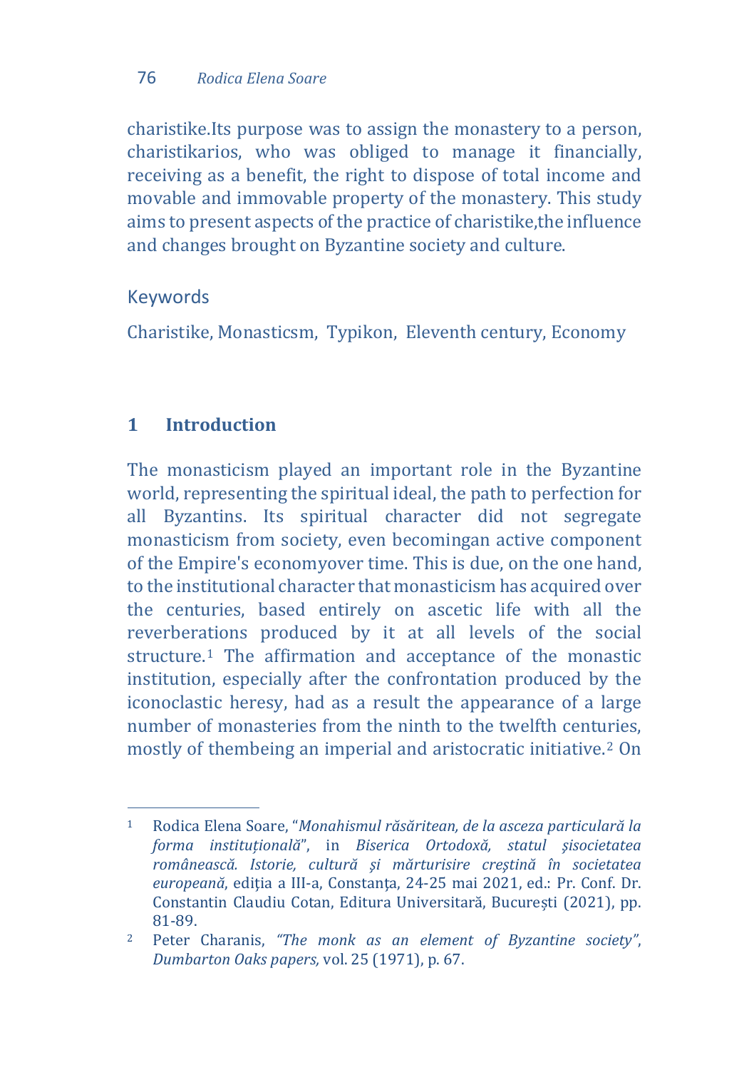charistike.Its purpose was to assign the monastery to a person, charistikarios, who was obliged to manage it financially, receiving as a benefit, the right to dispose of total income and movable and immovable property of the monastery. This study aims to present aspects of the practice of charistike,the influence and changes brought on Byzantine society and culture.

## Keywords

Charistike, Monasticsm, Typikon, Eleventh century, Economy

## 1 Introduction

The monasticism played an important role in the Byzantine world, representing the spiritual ideal, the path to perfection for all Byzantins. Its spiritual character did not segregate monasticism from society, even becomingan active component of the Empire's economyover time. This is due, on the one hand, to the institutional character that monasticism has acquired over the centuries, based entirely on ascetic life with all the reverberations produced by it at all levels of the social structure.[1] The affirmation and acceptance of the monastic institution, especially after the confrontation produced by the iconoclastic heresy, had as a result the appearance of a large number of monasteries from the ninth to the twelfth centuries, mostly of thembeing an imperial and aristocratic initiative.[2] On

---

[1] Rodica Elena Soare, "*Monahismul răsăritean, de la asceza particulară la forma instituțională*", in *Biserica Ortodoxă, statul şisocietatea românească. Istorie, cultură şi mărturisire creştină în societatea europeană*, ediția a III-a, Constanţa, 24-25 mai 2021, ed.: Pr. Conf. Dr. Constantin Claudiu Cotan, Editura Universitară, București (2021), pp. 81-89.

[2] Peter Charanis, *"The monk as an element of Byzantine society"*, *Dumbarton Oaks papers,* vol. 25 (1971), p. 67.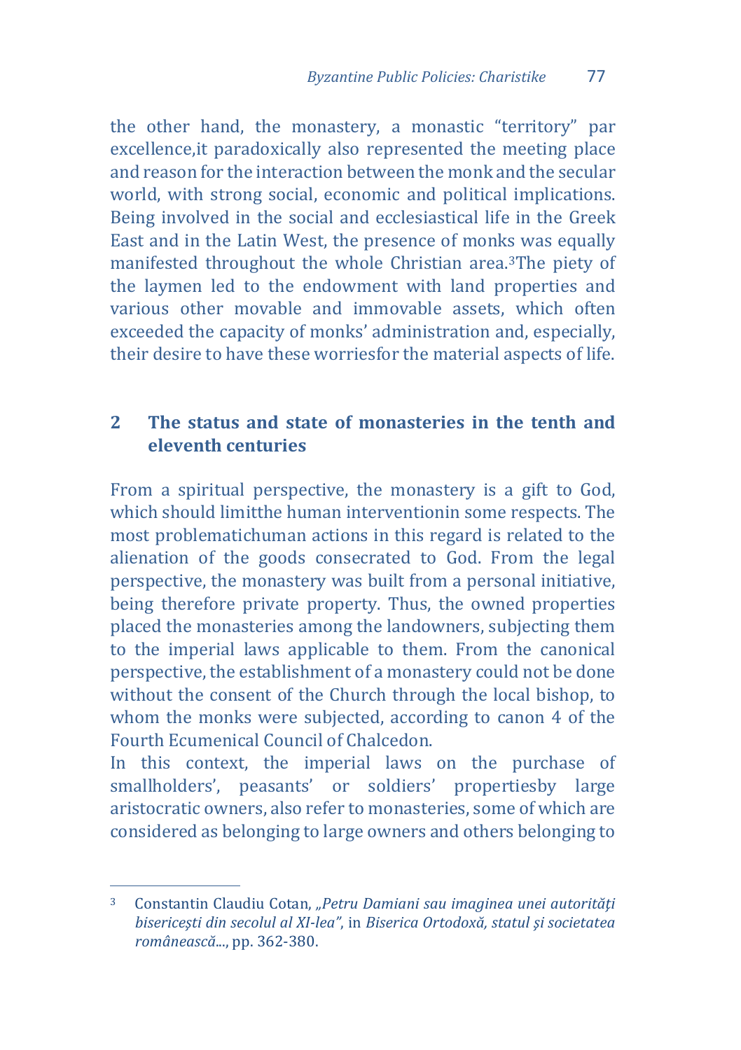the other hand, the monastery, a monastic "territory" par excellence,it paradoxically also represented the meeting place and reason for the interaction between the monk and the secular world, with strong social, economic and political implications. Being involved in the social and ecclesiastical life in the Greek East and in the Latin West, the presence of monks was equally manifested throughout the whole Christian area.[3]The piety of the laymen led to the endowment with land properties and various other movable and immovable assets, which often exceeded the capacity of monks' administration and, especially, their desire to have these worriesfor the material aspects of life.

## 2 The status and state of monasteries in the tenth and eleventh centuries

From a spiritual perspective, the monastery is a gift to God, which should limitthe human interventionin some respects. The most problematichuman actions in this regard is related to the alienation of the goods consecrated to God. From the legal perspective, the monastery was built from a personal initiative, being therefore private property. Thus, the owned properties placed the monasteries among the landowners, subjecting them to the imperial laws applicable to them. From the canonical perspective, the establishment of a monastery could not be done without the consent of the Church through the local bishop, to whom the monks were subjected, according to canon 4 of the Fourth Ecumenical Council of Chalcedon.

In this context, the imperial laws on the purchase of smallholders', peasants' or soldiers' propertiesby large aristocratic owners, also refer to monasteries, some of which are considered as belonging to large owners and others belonging to

---

[3] Constantin Claudiu Cotan, *„Petru Damiani sau imaginea unei autorităţi bisericeşti din secolul al XI-lea"*, in *Biserica Ortodoxă, statul şi societatea românească...*, pp. 362-380.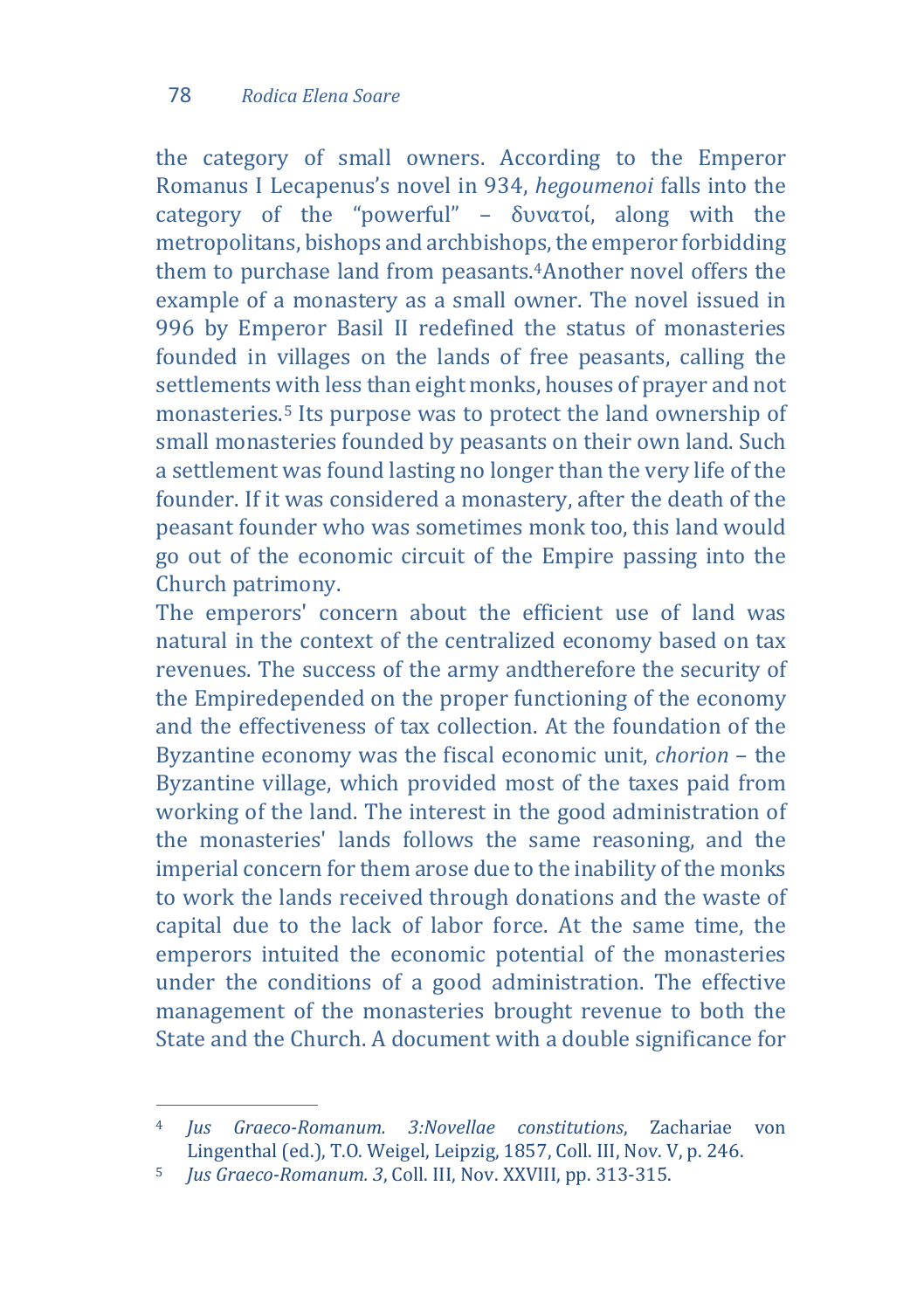the category of small owners. According to the Emperor Romanus I Lecapenus's novel in 934, *hegoumenoi* falls into the category of the "powerful" – δυνατοί, along with the metropolitans, bishops and archbishops, the emperor forbidding them to purchase land from peasants.[4]Another novel offers the example of a monastery as a small owner. The novel issued in 996 by Emperor Basil II redefined the status of monasteries founded in villages on the lands of free peasants, calling the settlements with less than eight monks, houses of prayer and not monasteries.[5] Its purpose was to protect the land ownership of small monasteries founded by peasants on their own land. Such a settlement was found lasting no longer than the very life of the founder. If it was considered a monastery, after the death of the peasant founder who was sometimes monk too, this land would go out of the economic circuit of the Empire passing into the Church patrimony.

The emperors' concern about the efficient use of land was natural in the context of the centralized economy based on tax revenues. The success of the army andtherefore the security of the Empiredepended on the proper functioning of the economy and the effectiveness of tax collection. At the foundation of the Byzantine economy was the fiscal economic unit, *chorion* – the Byzantine village, which provided most of the taxes paid from working of the land. The interest in the good administration of the monasteries' lands follows the same reasoning, and the imperial concern for them arose due to the inability of the monks to work the lands received through donations and the waste of capital due to the lack of labor force. At the same time, the emperors intuited the economic potential of the monasteries under the conditions of a good administration. The effective management of the monasteries brought revenue to both the State and the Church. A document with a double significance for

---

[4] *Jus Graeco-Romanum. 3:Novellae constitutions*, Zachariae von Lingenthal (ed.), T.O. Weigel, Leipzig, 1857, Coll. III, Nov. V, p. 246.

[5] *Jus Graeco-Romanum. 3*, Coll. III, Nov. XXVIII, pp. 313-315.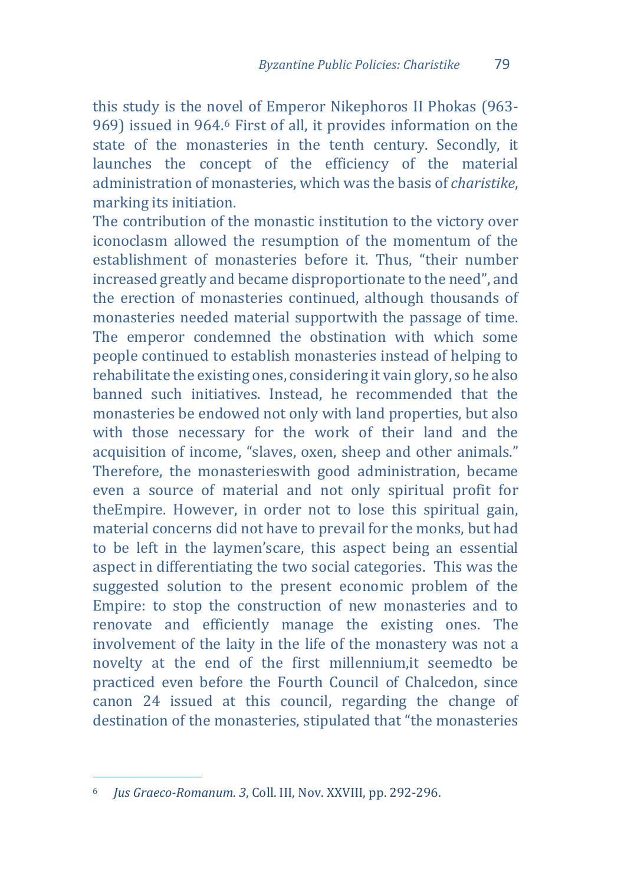this study is the novel of Emperor Nikephoros II Phokas (963-969) issued in 964.[6] First of all, it provides information on the state of the monasteries in the tenth century. Secondly, it launches the concept of the efficiency of the material administration of monasteries, which was the basis of *charistike*, marking its initiation.

The contribution of the monastic institution to the victory over iconoclasm allowed the resumption of the momentum of the establishment of monasteries before it. Thus, "their number increased greatly and became disproportionate to the need", and the erection of monasteries continued, although thousands of monasteries needed material supportwith the passage of time. The emperor condemned the obstination with which some people continued to establish monasteries instead of helping to rehabilitate the existing ones, considering it vain glory, so he also banned such initiatives. Instead, he recommended that the monasteries be endowed not only with land properties, but also with those necessary for the work of their land and the acquisition of income, "slaves, oxen, sheep and other animals." Therefore, the monasterieswith good administration, became even a source of material and not only spiritual profit for theEmpire. However, in order not to lose this spiritual gain, material concerns did not have to prevail for the monks, but had to be left in the laymen'scare, this aspect being an essential aspect in differentiating the two social categories. This was the suggested solution to the present economic problem of the Empire: to stop the construction of new monasteries and to renovate and efficiently manage the existing ones. The involvement of the laity in the life of the monastery was not a novelty at the end of the first millennium,it seemedto be practiced even before the Fourth Council of Chalcedon, since canon 24 issued at this council, regarding the change of destination of the monasteries, stipulated that "the monasteries

---

[6] *Jus Graeco-Romanum. 3*, Coll. III, Nov. XXVIII, pp. 292-296.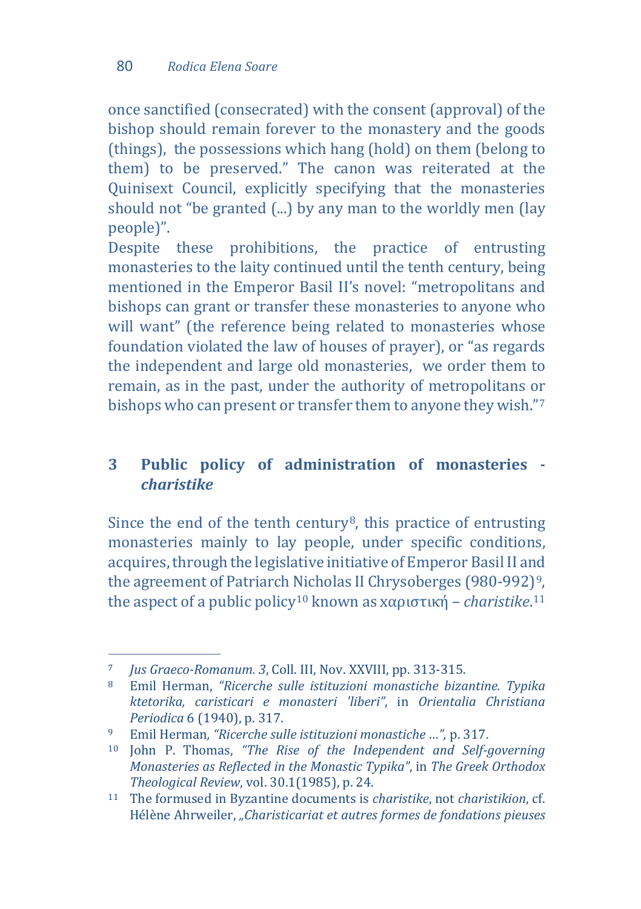once sanctified (consecrated) with the consent (approval) of the bishop should remain forever to the monastery and the goods (things), the possessions which hang (hold) on them (belong to them) to be preserved." The canon was reiterated at the Quinisext Council, explicitly specifying that the monasteries should not "be granted (...) by any man to the worldly men (lay people)".

Despite these prohibitions, the practice of entrusting monasteries to the laity continued until the tenth century, being mentioned in the Emperor Basil II's novel: "metropolitans and bishops can grant or transfer these monasteries to anyone who will want" (the reference being related to monasteries whose foundation violated the law of houses of prayer), or "as regards the independent and large old monasteries, we order them to remain, as in the past, under the authority of metropolitans or bishops who can present or transfer them to anyone they wish."[7]

## 3 Public policy of administration of monasteries - *charistike*

Since the end of the tenth century[8], this practice of entrusting monasteries mainly to lay people, under specific conditions, acquires, through the legislative initiative of Emperor Basil II and the agreement of Patriarch Nicholas II Chrysoberges (980-992)[9], the aspect of a public policy[10] known as χαριστική – *charistike*.[11]

---

[7] *Jus Graeco-Romanum. 3*, Coll. III, Nov. XXVIII, pp. 313-315.

[8] Emil Herman, *"Ricerche sulle istituzioni monastiche bizantine. Typika ktetorika, caristicari e monasteri 'liberi"*, in *Orientalia Christiana Periodica* 6 (1940), p. 317.

[9] Emil Herman, *"Ricerche sulle istituzioni monastiche ...",* p. 317.

[10] John P. Thomas, *"The Rise of the Independent and Self-governing Monasteries as Reflected in the Monastic Typika"*, in *The Greek Orthodox Theological Review*, vol. 30.1(1985), p. 24.

[11] The formused in Byzantine documents is *charistike*, not *charistikion*, cf. Hélène Ahrweiler, *„Charisticariat et autres formes de fondations pieuses*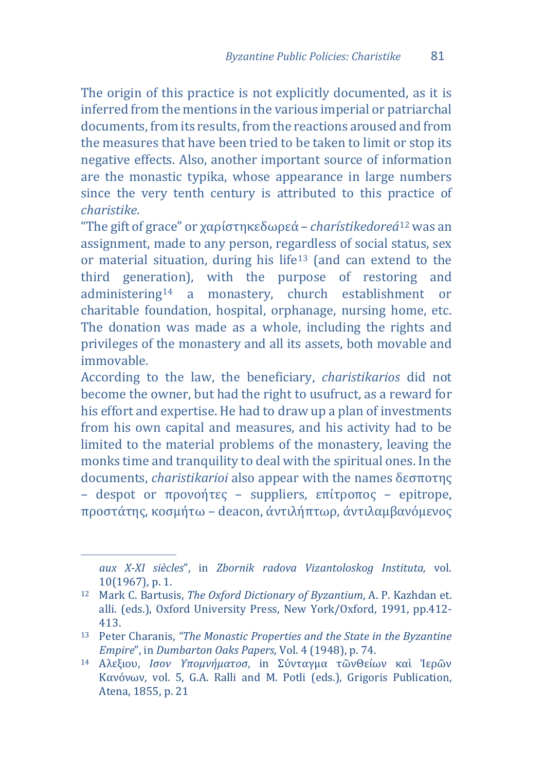The origin of this practice is not explicitly documented, as it is inferred from the mentions in the various imperial or patriarchal documents, from its results, from the reactions aroused and from the measures that have been tried to be taken to limit or stop its negative effects. Also, another important source of information are the monastic typika, whose appearance in large numbers since the very tenth century is attributed to this practice of *charistike*.

"The gift of grace" or χαρίστηκεδωρεά – *charístikedoreá*[12] was an assignment, made to any person, regardless of social status, sex or material situation, during his life[13] (and can extend to the third generation), with the purpose of restoring and administering[14] a monastery, church establishment or charitable foundation, hospital, orphanage, nursing home, etc. The donation was made as a whole, including the rights and privileges of the monastery and all its assets, both movable and immovable.

According to the law, the beneficiary, *charistikarios* did not become the owner, but had the right to usufruct, as a reward for his effort and expertise. He had to draw up a plan of investments from his own capital and measures, and his activity had to be limited to the material problems of the monastery, leaving the monks time and tranquility to deal with the spiritual ones. In the documents, *charistikarioi* also appear with the names δεσποτης – despot or προνοήτες – suppliers, επίτροπος – epitrope, προστάτης, κοσμήτω – deacon, ἀντιλήπτωρ, ἀντιλαμβανόμενος

---

*aux X-XI siècles*", in *Zbornik radova Vizantoloskog Instituta,* vol. 10(1967), p. 1.

[12] Mark C. Bartusis, *The Oxford Dictionary of Byzantium*, A. P. Kazhdan et. alli. (eds.), Oxford University Press, New York/Oxford, 1991, pp.412-413.

[13] Peter Charanis, *"The Monastic Properties and the State in the Byzantine Empire*", in *Dumbarton Oaks Papers*, Vol. 4 (1948), p. 74.

[14] Αλεξιου, *Ισον Υπομνήματοσ*, in Σύνταγμα τῶνΘείων καὶ Ἱερῶν Κανόνων, vol. 5, G.A. Ralli and M. Potli (eds.), Grigoris Publication, Atena, 1855, p. 21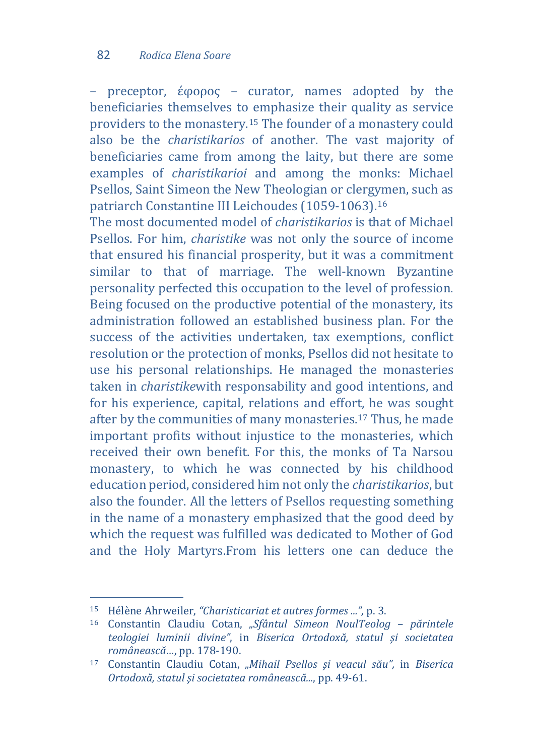– preceptor, ἔφορος – curator, names adopted by the beneficiaries themselves to emphasize their quality as service providers to the monastery.[15] The founder of a monastery could also be the *charistikarios* of another. The vast majority of beneficiaries came from among the laity, but there are some examples of *charistikarioi* and among the monks: Michael Psellos, Saint Simeon the New Theologian or clergymen, such as patriarch Constantine III Leichoudes (1059-1063).[16]

The most documented model of *charistikarios* is that of Michael Psellos. For him, *charistike* was not only the source of income that ensured his financial prosperity, but it was a commitment similar to that of marriage. The well-known Byzantine personality perfected this occupation to the level of profession. Being focused on the productive potential of the monastery, its administration followed an established business plan. For the success of the activities undertaken, tax exemptions, conflict resolution or the protection of monks, Psellos did not hesitate to use his personal relationships. He managed the monasteries taken in *charistike*with responsability and good intentions, and for his experience, capital, relations and effort, he was sought after by the communities of many monasteries.[17] Thus, he made important profits without injustice to the monasteries, which received their own benefit. For this, the monks of Ta Narsou monastery, to which he was connected by his childhood education period, considered him not only the *charistikarios*, but also the founder. All the letters of Psellos requesting something in the name of a monastery emphasized that the good deed by which the request was fulfilled was dedicated to Mother of God and the Holy Martyrs.From his letters one can deduce the

---

[15] Hélène Ahrweiler, *"Charisticariat et autres formes ..."*, p. 3.

[16] Constantin Claudiu Cotan, *„Sfântul Simeon NoulTeolog – părintele teologiei luminii divine"*, in *Biserica Ortodoxă, statul şi societatea românească...*, pp. 178-190.

[17] Constantin Claudiu Cotan, *„Mihail Psellos şi veacul său",* in *Biserica Ortodoxă, statul și societatea românească...*, pp. 49-61.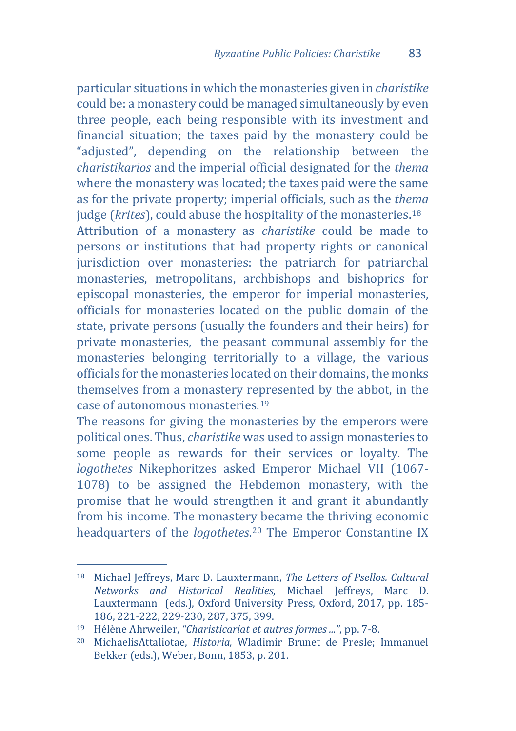particular situations in which the monasteries given in *charistike* could be: a monastery could be managed simultaneously by even three people, each being responsible with its investment and financial situation; the taxes paid by the monastery could be "adjusted", depending on the relationship between the *charistikarios* and the imperial official designated for the *thema* where the monastery was located; the taxes paid were the same as for the private property; imperial officials, such as the *thema* judge (*krites*), could abuse the hospitality of the monasteries.[18]

Attribution of a monastery as *charistike* could be made to persons or institutions that had property rights or canonical jurisdiction over monasteries: the patriarch for patriarchal monasteries, metropolitans, archbishops and bishoprics for episcopal monasteries, the emperor for imperial monasteries, officials for monasteries located on the public domain of the state, private persons (usually the founders and their heirs) for private monasteries, the peasant communal assembly for the monasteries belonging territorially to a village, the various officials for the monasteries located on their domains, the monks themselves from a monastery represented by the abbot, in the case of autonomous monasteries.[19]

The reasons for giving the monasteries by the emperors were political ones. Thus, *charistike* was used to assign monasteries to some people as rewards for their services or loyalty. The *logothetes* Nikephoritzes asked Emperor Michael VII (1067-1078) to be assigned the Hebdemon monastery, with the promise that he would strengthen it and grant it abundantly from his income. The monastery became the thriving economic headquarters of the *logothetes*.[20] The Emperor Constantine IX

---

[18] Michael Jeffreys, Marc D. Lauxtermann, *The Letters of Psellos. Cultural Networks and Historical Realities*, Michael Jeffreys, Marc D. Lauxtermann (eds.), Oxford University Press, Oxford, 2017, pp. 185-186, 221-222, 229-230, 287, 375, 399.

[19] Hélène Ahrweiler, *"Charisticariat et autres formes ..."*, pp. 7-8.

[20] MichaelisAttaliotae, *Historia,* Wladimir Brunet de Presle; Immanuel Bekker (eds.), Weber, Bonn, 1853, p. 201.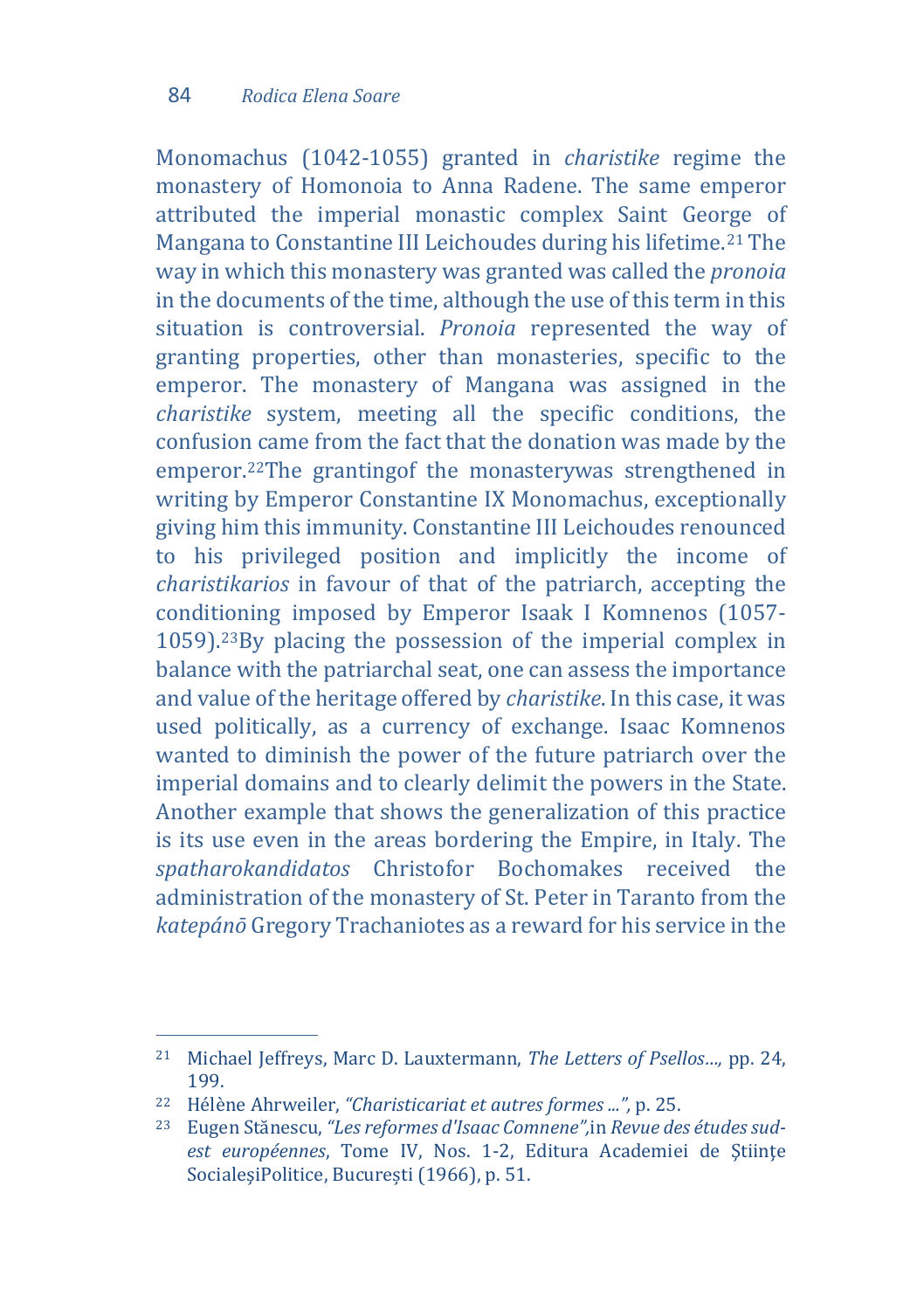Monomachus (1042-1055) granted in *charistike* regime the monastery of Homonoia to Anna Radene. The same emperor attributed the imperial monastic complex Saint George of Mangana to Constantine III Leichoudes during his lifetime.[21] The way in which this monastery was granted was called the *pronoia* in the documents of the time, although the use of this term in this situation is controversial. *Pronoia* represented the way of granting properties, other than monasteries, specific to the emperor. The monastery of Mangana was assigned in the *charistike* system, meeting all the specific conditions, the confusion came from the fact that the donation was made by the emperor.[22]The grantingof the monasterywas strengthened in writing by Emperor Constantine IX Monomachus, exceptionally giving him this immunity. Constantine III Leichoudes renounced to his privileged position and implicitly the income of *charistikarios* in favour of that of the patriarch, accepting the conditioning imposed by Emperor Isaak I Komnenos (1057-1059).[23]By placing the possession of the imperial complex in balance with the patriarchal seat, one can assess the importance and value of the heritage offered by *charistike*. In this case, it was used politically, as a currency of exchange. Isaac Komnenos wanted to diminish the power of the future patriarch over the imperial domains and to clearly delimit the powers in the State. Another example that shows the generalization of this practice is its use even in the areas bordering the Empire, in Italy. The *spatharokandidatos* Christofor Bochomakes received the administration of the monastery of St. Peter in Taranto from the *katepánō* Gregory Trachaniotes as a reward for his service in the

---

[21] Michael Jeffreys, Marc D. Lauxtermann, *The Letters of Psellos…,* pp. 24, 199.

[22] Hélène Ahrweiler, *"Charisticariat et autres formes ...",* p. 25.

[23] Eugen Stănescu, *"Les reformes d'Isaac Comnene",*in *Revue des études sud-est européennes*, Tome IV, Nos. 1-2, Editura Academiei de Ştiinţe SocialeşiPolitice, București (1966), p. 51.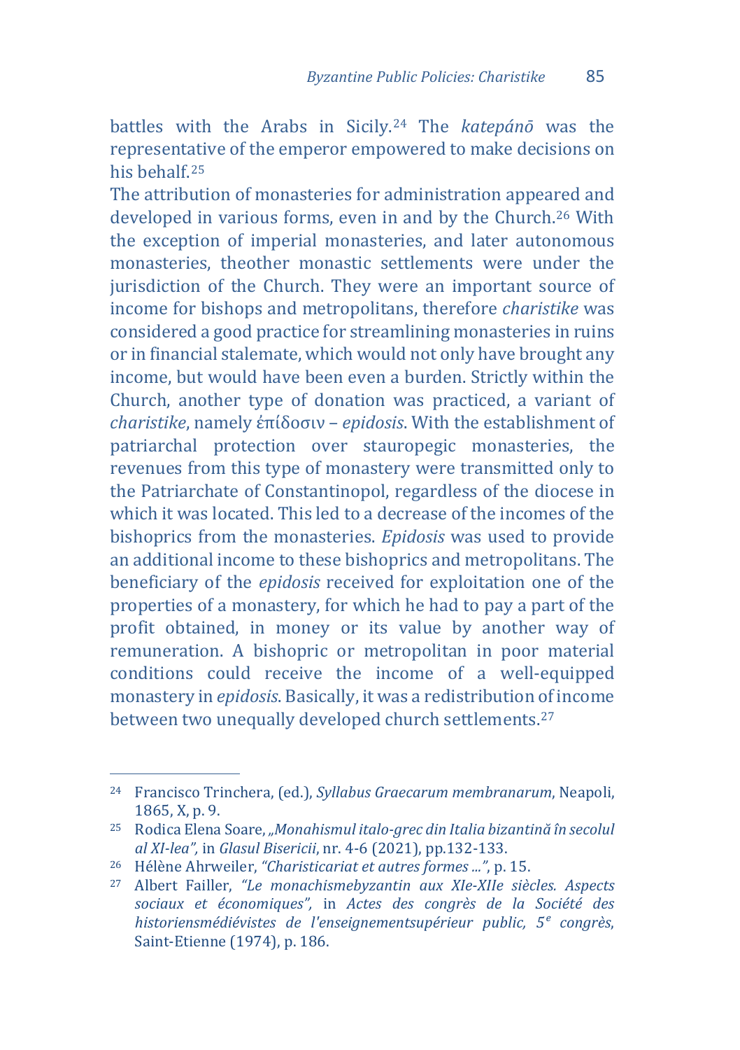battles with the Arabs in Sicily.[24] The *katepánō* was the representative of the emperor empowered to make decisions on his behalf.[25]

The attribution of monasteries for administration appeared and developed in various forms, even in and by the Church.[26] With the exception of imperial monasteries, and later autonomous monasteries, theother monastic settlements were under the jurisdiction of the Church. They were an important source of income for bishops and metropolitans, therefore *charistike* was considered a good practice for streamlining monasteries in ruins or in financial stalemate, which would not only have brought any income, but would have been even a burden. Strictly within the Church, another type of donation was practiced, a variant of *charistike*, namely ἐπίδοσιν – *epidosis*. With the establishment of patriarchal protection over stauropegic monasteries, the revenues from this type of monastery were transmitted only to the Patriarchate of Constantinopol, regardless of the diocese in which it was located. This led to a decrease of the incomes of the bishoprics from the monasteries. *Epidosis* was used to provide an additional income to these bishoprics and metropolitans. The beneficiary of the *epidosis* received for exploitation one of the properties of a monastery, for which he had to pay a part of the profit obtained, in money or its value by another way of remuneration. A bishopric or metropolitan in poor material conditions could receive the income of a well-equipped monastery in *epidosis*. Basically, it was a redistribution of income between two unequally developed church settlements.[27]

---

[24] Francisco Trinchera, (ed.), *Syllabus Graecarum membranarum*, Neapoli, 1865, X, p. 9.

[25] Rodica Elena Soare, *„Monahismul italo-grec din Italia bizantină în secolul al XI-lea”,* in *Glasul Bisericii*, nr. 4-6 (2021), pp.132-133.

[26] Hélène Ahrweiler, *“Charisticariat et autres formes ...”*, p. 15.

[27] Albert Failler, *“Le monachismebyzantin aux XIe-XIIe siècles. Aspects sociaux et économiques”,* in *Actes des congrès de la Société des historiensmédiévistes de l'enseignementsupérieur public, 5e congrès*, Saint-Etienne (1974), p. 186.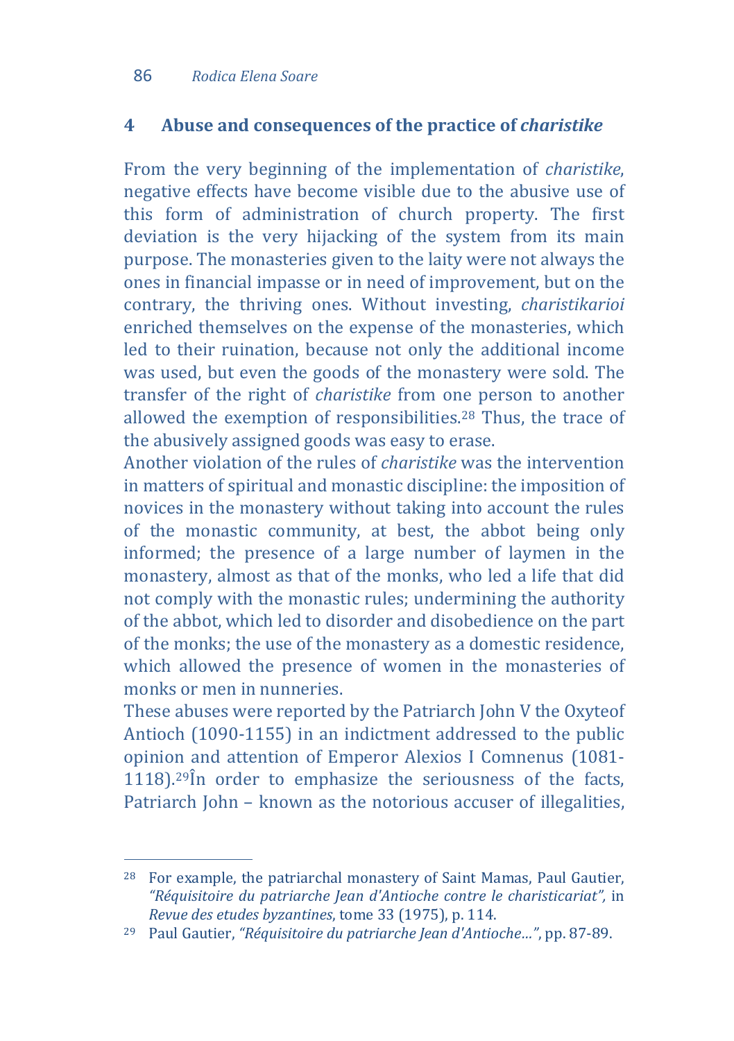## 4 Abuse and consequences of the practice of *charistike*

From the very beginning of the implementation of *charistike*, negative effects have become visible due to the abusive use of this form of administration of church property. The first deviation is the very hijacking of the system from its main purpose. The monasteries given to the laity were not always the ones in financial impasse or in need of improvement, but on the contrary, the thriving ones. Without investing, *charistikarioi* enriched themselves on the expense of the monasteries, which led to their ruination, because not only the additional income was used, but even the goods of the monastery were sold. The transfer of the right of *charistike* from one person to another allowed the exemption of responsibilities.[28] Thus, the trace of the abusively assigned goods was easy to erase.

Another violation of the rules of *charistike* was the intervention in matters of spiritual and monastic discipline: the imposition of novices in the monastery without taking into account the rules of the monastic community, at best, the abbot being only informed; the presence of a large number of laymen in the monastery, almost as that of the monks, who led a life that did not comply with the monastic rules; undermining the authority of the abbot, which led to disorder and disobedience on the part of the monks; the use of the monastery as a domestic residence, which allowed the presence of women in the monasteries of monks or men in nunneries.

These abuses were reported by the Patriarch John V the Oxyteof Antioch (1090-1155) in an indictment addressed to the public opinion and attention of Emperor Alexios I Comnenus (1081-1118).[29]În order to emphasize the seriousness of the facts, Patriarch John – known as the notorious accuser of illegalities,

---

[28] For example, the patriarchal monastery of Saint Mamas, Paul Gautier, *"Réquisitoire du patriarche Jean d'Antioche contre le charisticariat"*, in *Revue des etudes byzantines*, tome 33 (1975), p. 114.

[29] Paul Gautier, *"Réquisitoire du patriarche Jean d'Antioche…"*, pp. 87-89.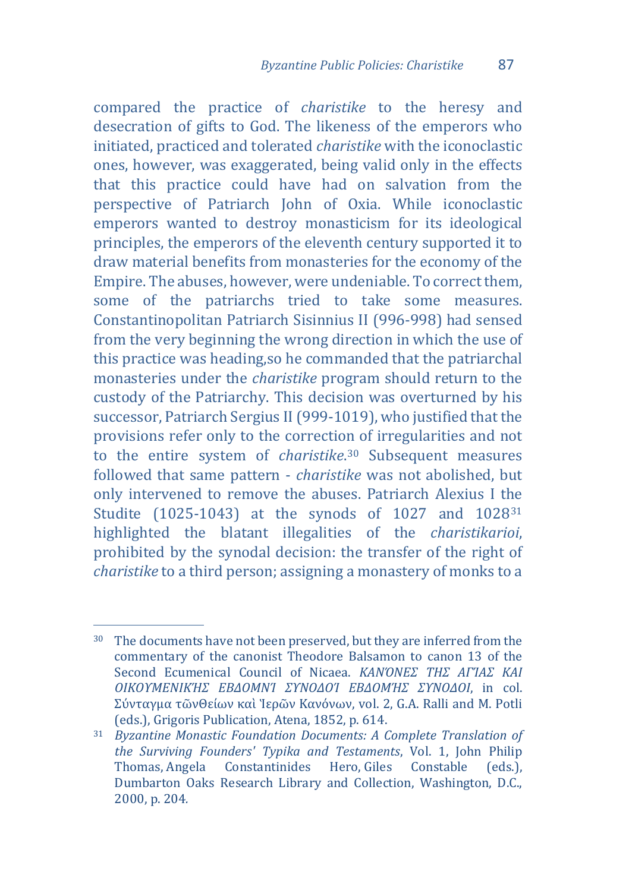compared the practice of *charistike* to the heresy and desecration of gifts to God. The likeness of the emperors who initiated, practiced and tolerated *charistike* with the iconoclastic ones, however, was exaggerated, being valid only in the effects that this practice could have had on salvation from the perspective of Patriarch John of Oxia. While iconoclastic emperors wanted to destroy monasticism for its ideological principles, the emperors of the eleventh century supported it to draw material benefits from monasteries for the economy of the Empire. The abuses, however, were undeniable. To correct them, some of the patriarchs tried to take some measures. Constantinopolitan Patriarch Sisinnius II (996-998) had sensed from the very beginning the wrong direction in which the use of this practice was heading,so he commanded that the patriarchal monasteries under the *charistike* program should return to the custody of the Patriarchy. This decision was overturned by his successor, Patriarch Sergius II (999-1019), who justified that the provisions refer only to the correction of irregularities and not to the entire system of *charistike*.[30] Subsequent measures followed that same pattern - *charistike* was not abolished, but only intervened to remove the abuses. Patriarch Alexius I the Studite (1025-1043) at the synods of 1027 and 1028[31] highlighted the blatant illegalities of the *charistikarioi*, prohibited by the synodal decision: the transfer of the right of *charistike* to a third person; assigning a monastery of monks to a

---

[30] The documents have not been preserved, but they are inferred from the commentary of the canonist Theodore Balsamon to canon 13 of the Second Ecumenical Council of Nicaea. *ΚΑΝΌΝΕΣ ΤΗΣ ΑΓΊΑΣ ΚΑΙ ΟΙΚΟΥΜΕΝΙΚΉΣ ΕΒΔΟΜΝΊ ΣΥΝΟΔΟΊ ΕΒΔΟΜΉΣ ΣΥΝΟΔΟΙ*, in col. Σύνταγμα τῶνΘείων καὶ Ἱερῶν Κανόνων, vol. 2, G.A. Ralli and M. Potli (eds.), Grigoris Publication, Atena, 1852, p. 614.

[31] *Byzantine Monastic Foundation Documents: A Complete Translation of the Surviving Founders' Typika and Testaments*, Vol. 1, John Philip Thomas, Angela Constantinides Hero, Giles Constable (eds.), Dumbarton Oaks Research Library and Collection, Washington, D.C., 2000, p. 204.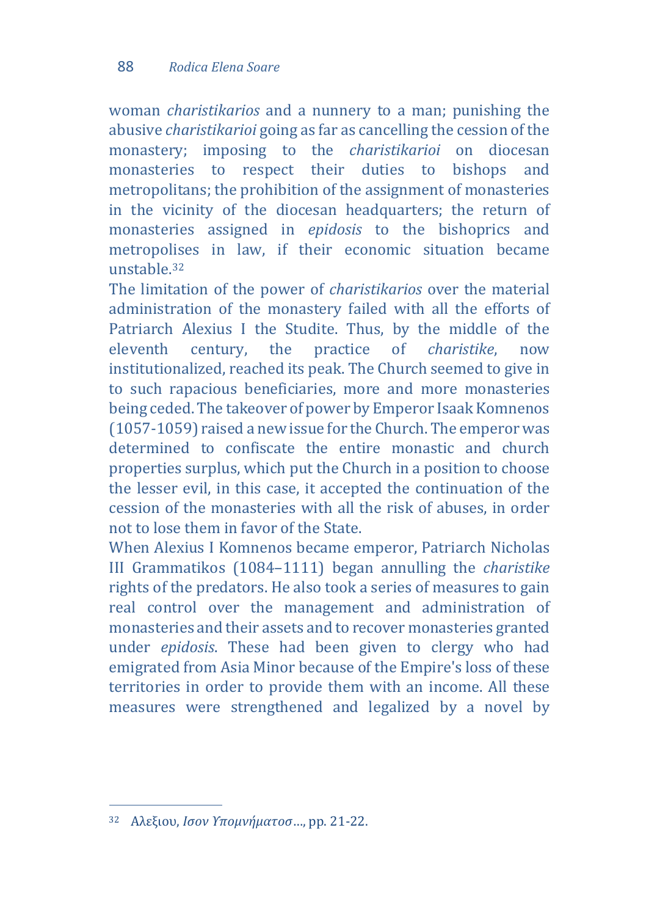woman *charistikarios* and a nunnery to a man; punishing the abusive *charistikarioi* going as far as cancelling the cession of the monastery; imposing to the *charistikarioi* on diocesan monasteries to respect their duties to bishops and metropolitans; the prohibition of the assignment of monasteries in the vicinity of the diocesan headquarters; the return of monasteries assigned in *epidosis* to the bishoprics and metropolises in law, if their economic situation became unstable.[32]

The limitation of the power of *charistikarios* over the material administration of the monastery failed with all the efforts of Patriarch Alexius I the Studite. Thus, by the middle of the eleventh century, the practice of *charistike*, now institutionalized, reached its peak. The Church seemed to give in to such rapacious beneficiaries, more and more monasteries being ceded. The takeover of power by Emperor Isaak Komnenos (1057-1059) raised a new issue for the Church. The emperor was determined to confiscate the entire monastic and church properties surplus, which put the Church in a position to choose the lesser evil, in this case, it accepted the continuation of the cession of the monasteries with all the risk of abuses, in order not to lose them in favor of the State.

When Alexius I Komnenos became emperor, Patriarch Nicholas III Grammatikos (1084–1111) began annulling the *charistike* rights of the predators. He also took a series of measures to gain real control over the management and administration of monasteries and their assets and to recover monasteries granted under *epidosis*. These had been given to clergy who had emigrated from Asia Minor because of the Empire's loss of these territories in order to provide them with an income. All these measures were strengthened and legalized by a novel by

---

[32] Αλεξιου, *Ισον Υπομνήματοσ*..., pp. 21-22.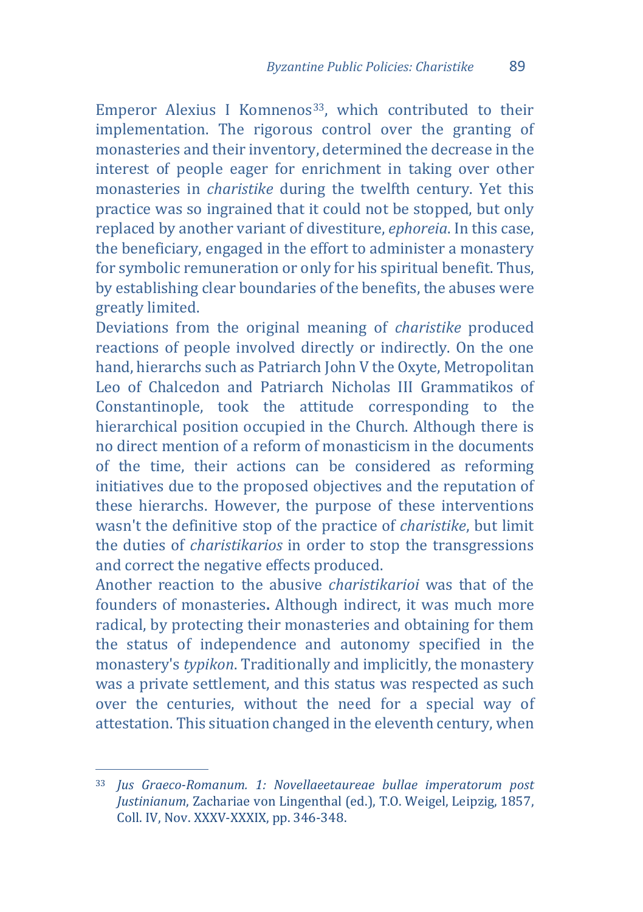Emperor Alexius I Komnenos[33], which contributed to their implementation. The rigorous control over the granting of monasteries and their inventory, determined the decrease in the interest of people eager for enrichment in taking over other monasteries in *charistike* during the twelfth century. Yet this practice was so ingrained that it could not be stopped, but only replaced by another variant of divestiture, *ephoreia*. In this case, the beneficiary, engaged in the effort to administer a monastery for symbolic remuneration or only for his spiritual benefit. Thus, by establishing clear boundaries of the benefits, the abuses were greatly limited.

Deviations from the original meaning of *charistike* produced reactions of people involved directly or indirectly. On the one hand, hierarchs such as Patriarch John V the Oxyte, Metropolitan Leo of Chalcedon and Patriarch Nicholas III Grammatikos of Constantinople, took the attitude corresponding to the hierarchical position occupied in the Church. Although there is no direct mention of a reform of monasticism in the documents of the time, their actions can be considered as reforming initiatives due to the proposed objectives and the reputation of these hierarchs. However, the purpose of these interventions wasn't the definitive stop of the practice of *charistike*, but limit the duties of *charistikarios* in order to stop the transgressions and correct the negative effects produced.

Another reaction to the abusive *charistikarioi* was that of the founders of monasteries**.** Although indirect, it was much more radical, by protecting their monasteries and obtaining for them the status of independence and autonomy specified in the monastery's *typikon*. Traditionally and implicitly, the monastery was a private settlement, and this status was respected as such over the centuries, without the need for a special way of attestation. This situation changed in the eleventh century, when

---

[33] *Jus Graeco-Romanum. 1: Novellaeetaureae bullae imperatorum post Justinianum*, Zachariae von Lingenthal (ed.), T.O. Weigel, Leipzig, 1857, Coll. IV, Nov. XXXV-XXXIX, pp. 346-348.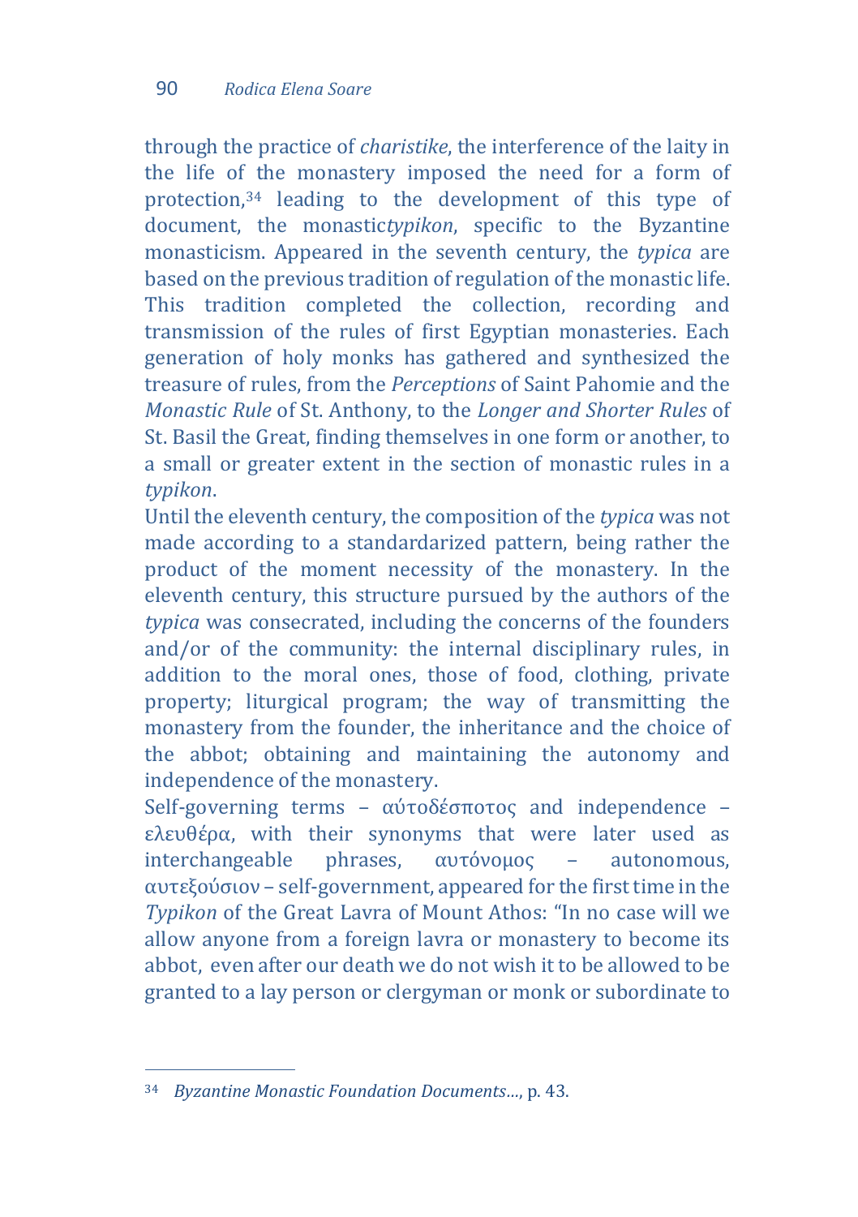through the practice of *charistike*, the interference of the laity in the life of the monastery imposed the need for a form of protection,[34] leading to the development of this type of document, the monastic*typikon*, specific to the Byzantine monasticism. Appeared in the seventh century, the *typica* are based on the previous tradition of regulation of the monastic life. This tradition completed the collection, recording and transmission of the rules of first Egyptian monasteries. Each generation of holy monks has gathered and synthesized the treasure of rules, from the *Perceptions* of Saint Pahomie and the *Monastic Rule* of St. Anthony, to the *Longer and Shorter Rules* of St. Basil the Great, finding themselves in one form or another, to a small or greater extent in the section of monastic rules in a *typikon*.

Until the eleventh century, the composition of the *typica* was not made according to a standardarized pattern, being rather the product of the moment necessity of the monastery. In the eleventh century, this structure pursued by the authors of the *typica* was consecrated, including the concerns of the founders and/or of the community: the internal disciplinary rules, in addition to the moral ones, those of food, clothing, private property; liturgical program; the way of transmitting the monastery from the founder, the inheritance and the choice of the abbot; obtaining and maintaining the autonomy and independence of the monastery.

Self-governing terms – αὐτοδέσποτος and independence – ελευθέρα, with their synonyms that were later used as interchangeable phrases, αυτόνομος – autonomous, αυτεξούσιον – self-government, appeared for the first time in the *Typikon* of the Great Lavra of Mount Athos: "In no case will we allow anyone from a foreign lavra or monastery to become its abbot, even after our death we do not wish it to be allowed to be granted to a lay person or clergyman or monk or subordinate to

---

[34] *Byzantine Monastic Foundation Documents*..., p. 43.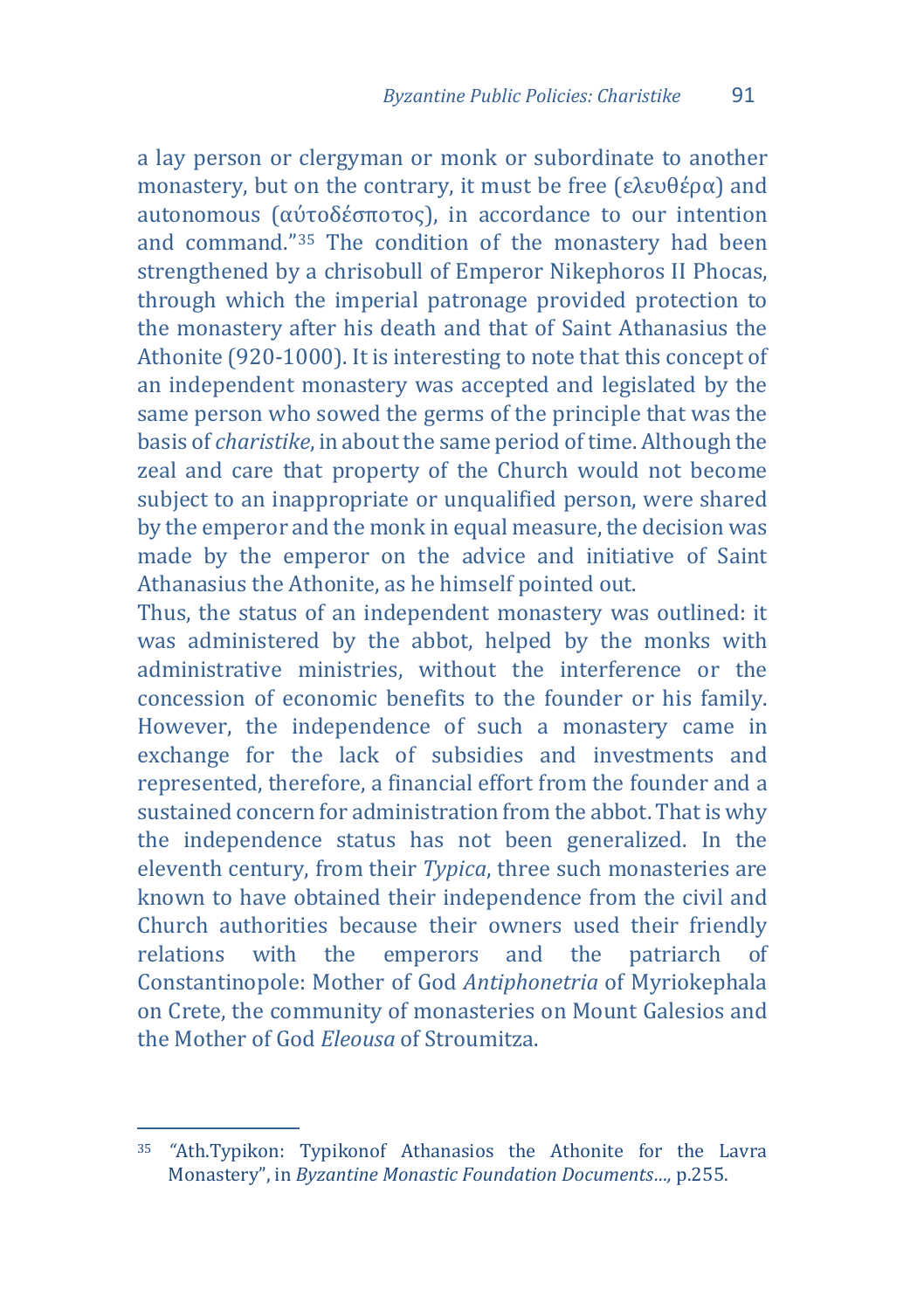a lay person or clergyman or monk or subordinate to another monastery, but on the contrary, it must be free (ελευθέρα) and autonomous (αύτοδέσποτος), in accordance to our intention and command."[35] The condition of the monastery had been strengthened by a chrisobull of Emperor Nikephoros II Phocas, through which the imperial patronage provided protection to the monastery after his death and that of Saint Athanasius the Athonite (920-1000). It is interesting to note that this concept of an independent monastery was accepted and legislated by the same person who sowed the germs of the principle that was the basis of *charistike*, in about the same period of time. Although the zeal and care that property of the Church would not become subject to an inappropriate or unqualified person, were shared by the emperor and the monk in equal measure, the decision was made by the emperor on the advice and initiative of Saint Athanasius the Athonite, as he himself pointed out.

Thus, the status of an independent monastery was outlined: it was administered by the abbot, helped by the monks with administrative ministries, without the interference or the concession of economic benefits to the founder or his family. However, the independence of such a monastery came in exchange for the lack of subsidies and investments and represented, therefore, a financial effort from the founder and a sustained concern for administration from the abbot. That is why the independence status has not been generalized. In the eleventh century, from their *Typica*, three such monasteries are known to have obtained their independence from the civil and Church authorities because their owners used their friendly relations with the emperors and the patriarch of Constantinopole: Mother of God *Antiphonetria* of Myriokephala on Crete, the community of monasteries on Mount Galesios and the Mother of God *Eleousa* of Stroumitza.

---

[35] "Ath.Typikon: Typikonof Athanasios the Athonite for the Lavra Monastery", in *Byzantine Monastic Foundation Documents…,* p.255.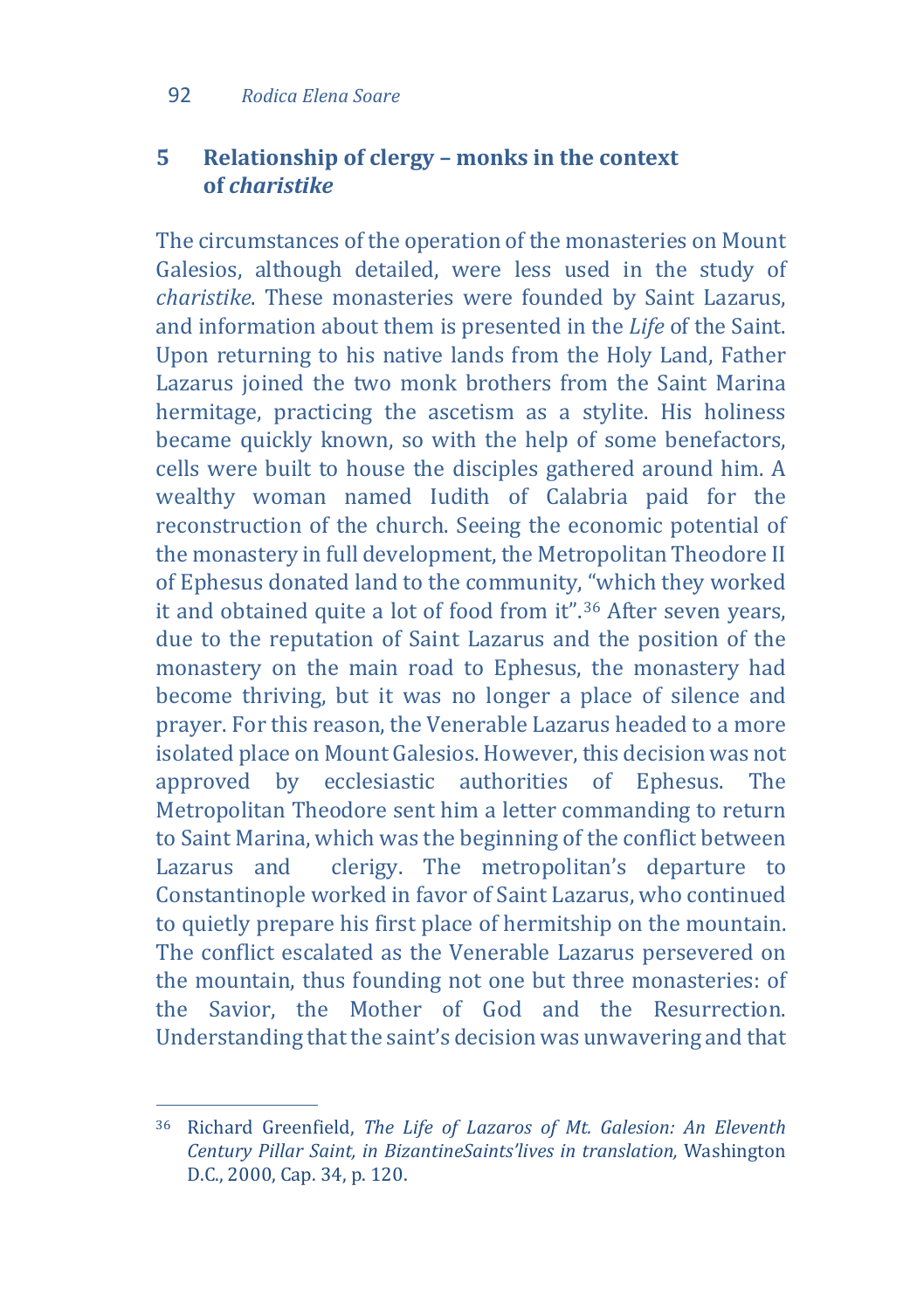## 5 Relationship of clergy – monks in the context of *charistike*

The circumstances of the operation of the monasteries on Mount Galesios, although detailed, were less used in the study of *charistike*. These monasteries were founded by Saint Lazarus, and information about them is presented in the *Life* of the Saint. Upon returning to his native lands from the Holy Land, Father Lazarus joined the two monk brothers from the Saint Marina hermitage, practicing the ascetism as a stylite. His holiness became quickly known, so with the help of some benefactors, cells were built to house the disciples gathered around him. A wealthy woman named Iudith of Calabria paid for the reconstruction of the church. Seeing the economic potential of the monastery in full development, the Metropolitan Theodore II of Ephesus donated land to the community, "which they worked it and obtained quite a lot of food from it".[36] After seven years, due to the reputation of Saint Lazarus and the position of the monastery on the main road to Ephesus, the monastery had become thriving, but it was no longer a place of silence and prayer. For this reason, the Venerable Lazarus headed to a more isolated place on Mount Galesios. However, this decision was not approved by ecclesiastic authorities of Ephesus. The Metropolitan Theodore sent him a letter commanding to return to Saint Marina, which was the beginning of the conflict between Lazarus and clerigy. The metropolitan's departure to Constantinople worked in favor of Saint Lazarus, who continued to quietly prepare his first place of hermitship on the mountain. The conflict escalated as the Venerable Lazarus persevered on the mountain, thus founding not one but three monasteries: of the Savior, the Mother of God and the Resurrection. Understanding that the saint's decision was unwavering and that

---

[36] Richard Greenfield, *The Life of Lazaros of Mt. Galesion: An Eleventh Century Pillar Saint, in BizantineSaints'lives in translation,* Washington D.C., 2000, Cap. 34, p. 120.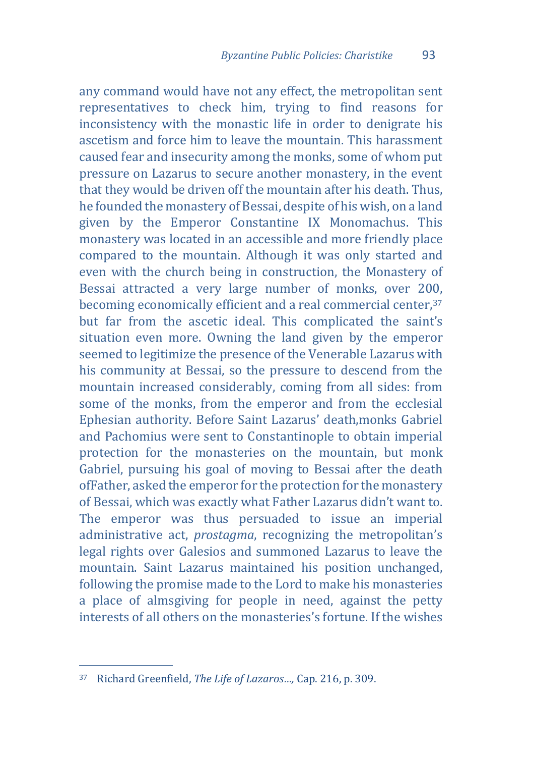any command would have not any effect, the metropolitan sent representatives to check him, trying to find reasons for inconsistency with the monastic life in order to denigrate his ascetism and force him to leave the mountain. This harassment caused fear and insecurity among the monks, some of whom put pressure on Lazarus to secure another monastery, in the event that they would be driven off the mountain after his death. Thus, he founded the monastery of Bessai, despite of his wish, on a land given by the Emperor Constantine IX Monomachus. This monastery was located in an accessible and more friendly place compared to the mountain. Although it was only started and even with the church being in construction, the Monastery of Bessai attracted a very large number of monks, over 200, becoming economically efficient and a real commercial center,[37] but far from the ascetic ideal. This complicated the saint's situation even more. Owning the land given by the emperor seemed to legitimize the presence of the Venerable Lazarus with his community at Bessai, so the pressure to descend from the mountain increased considerably, coming from all sides: from some of the monks, from the emperor and from the ecclesial Ephesian authority. Before Saint Lazarus' death,monks Gabriel and Pachomius were sent to Constantinople to obtain imperial protection for the monasteries on the mountain, but monk Gabriel, pursuing his goal of moving to Bessai after the death ofFather, asked the emperor for the protection for the monastery of Bessai, which was exactly what Father Lazarus didn't want to. The emperor was thus persuaded to issue an imperial administrative act, *prostagma*, recognizing the metropolitan's legal rights over Galesios and summoned Lazarus to leave the mountain. Saint Lazarus maintained his position unchanged, following the promise made to the Lord to make his monasteries a place of almsgiving for people in need, against the petty interests of all others on the monasteries's fortune. If the wishes

[37] Richard Greenfield, *The Life of Lazaros…,* Cap. 216, p. 309.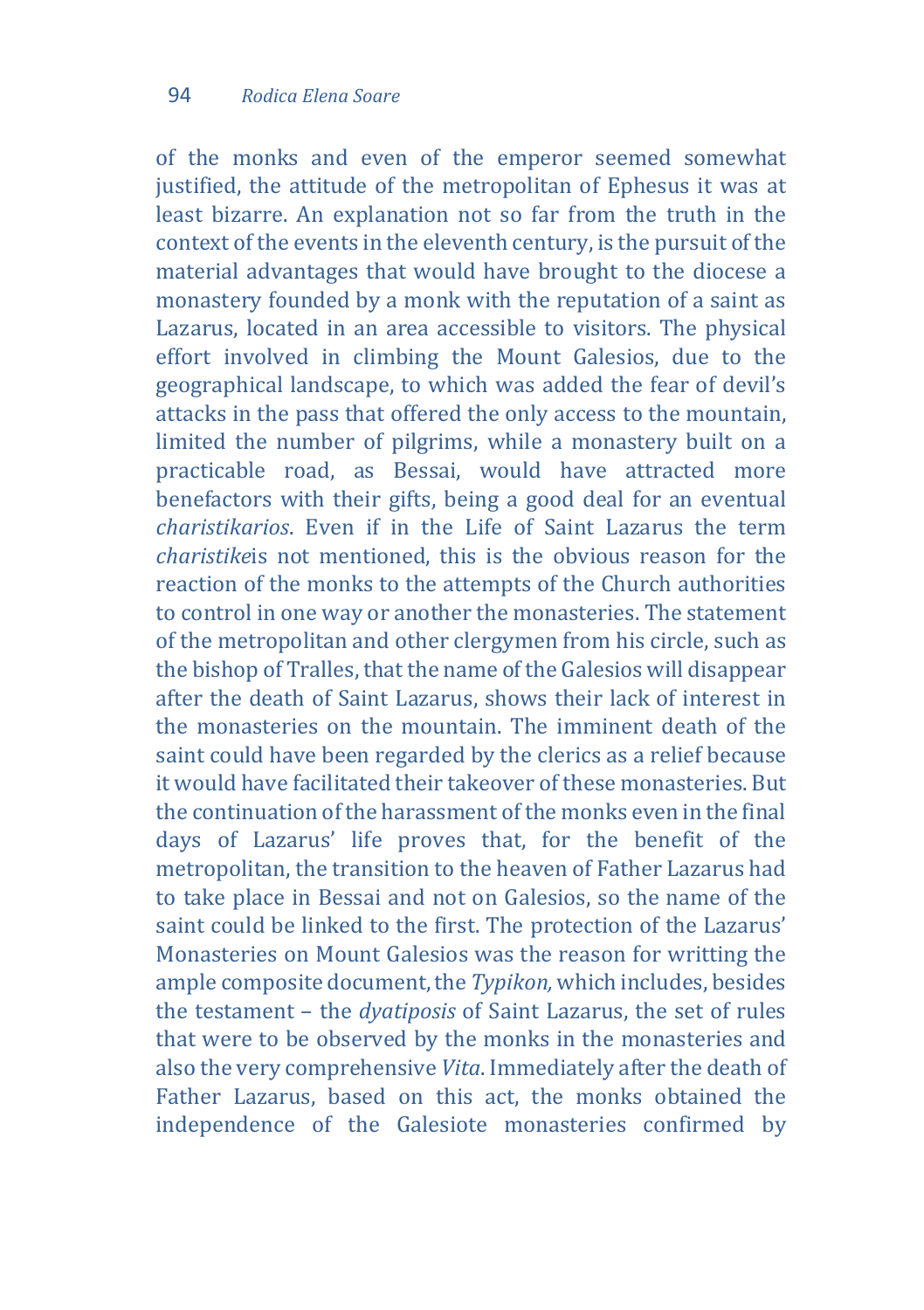of the monks and even of the emperor seemed somewhat justified, the attitude of the metropolitan of Ephesus it was at least bizarre. An explanation not so far from the truth in the context of the events in the eleventh century, is the pursuit of the material advantages that would have brought to the diocese a monastery founded by a monk with the reputation of a saint as Lazarus, located in an area accessible to visitors. The physical effort involved in climbing the Mount Galesios, due to the geographical landscape, to which was added the fear of devil's attacks in the pass that offered the only access to the mountain, limited the number of pilgrims, while a monastery built on a practicable road, as Bessai, would have attracted more benefactors with their gifts, being a good deal for an eventual *charistikarios*. Even if in the Life of Saint Lazarus the term *charistike*is not mentioned, this is the obvious reason for the reaction of the monks to the attempts of the Church authorities to control in one way or another the monasteries. The statement of the metropolitan and other clergymen from his circle, such as the bishop of Tralles, that the name of the Galesios will disappear after the death of Saint Lazarus, shows their lack of interest in the monasteries on the mountain. The imminent death of the saint could have been regarded by the clerics as a relief because it would have facilitated their takeover of these monasteries. But the continuation of the harassment of the monks even in the final days of Lazarus' life proves that, for the benefit of the metropolitan, the transition to the heaven of Father Lazarus had to take place in Bessai and not on Galesios, so the name of the saint could be linked to the first. The protection of the Lazarus' Monasteries on Mount Galesios was the reason for writting the ample composite document, the *Typikon,* which includes, besides the testament – the *dyatiposis* of Saint Lazarus, the set of rules that were to be observed by the monks in the monasteries and also the very comprehensive *Vita*. Immediately after the death of Father Lazarus, based on this act, the monks obtained the independence of the Galesiote monasteries confirmed by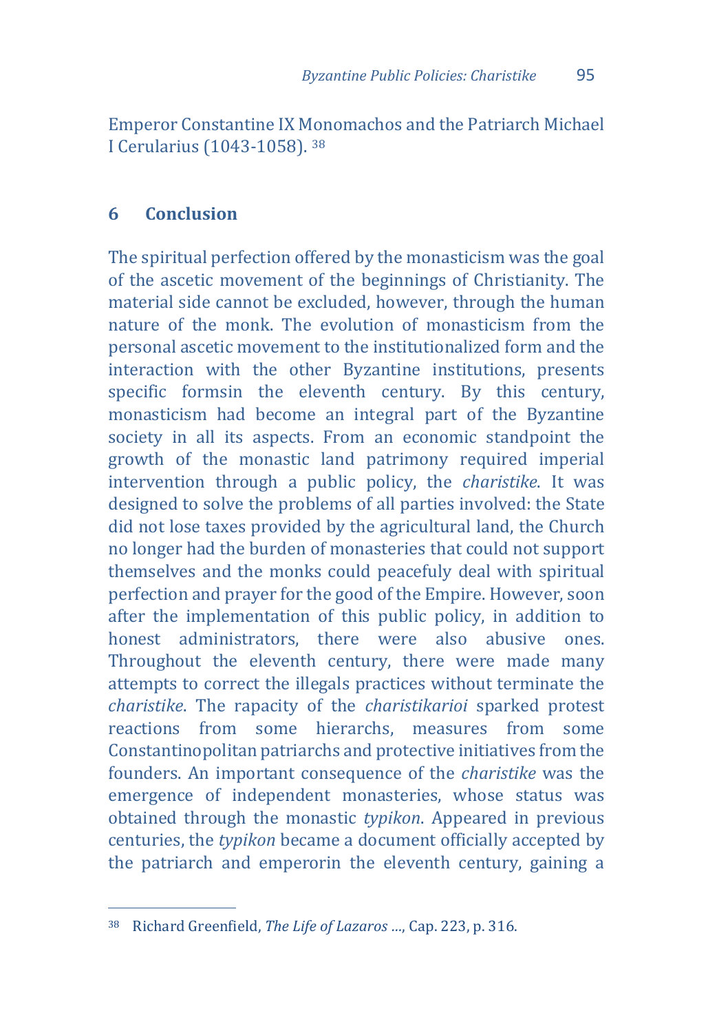Emperor Constantine IX Monomachos and the Patriarch Michael I Cerularius (1043-1058). [38]

## 6 Conclusion

The spiritual perfection offered by the monasticism was the goal of the ascetic movement of the beginnings of Christianity. The material side cannot be excluded, however, through the human nature of the monk. The evolution of monasticism from the personal ascetic movement to the institutionalized form and the interaction with the other Byzantine institutions, presents specific formsin the eleventh century. By this century, monasticism had become an integral part of the Byzantine society in all its aspects. From an economic standpoint the growth of the monastic land patrimony required imperial intervention through a public policy, the *charistike*. It was designed to solve the problems of all parties involved: the State did not lose taxes provided by the agricultural land, the Church no longer had the burden of monasteries that could not support themselves and the monks could peacefuly deal with spiritual perfection and prayer for the good of the Empire. However, soon after the implementation of this public policy, in addition to honest administrators, there were also abusive ones. Throughout the eleventh century, there were made many attempts to correct the illegals practices without terminate the *charistike*. The rapacity of the *charistikarioi* sparked protest reactions from some hierarchs, measures from some Constantinopolitan patriarchs and protective initiatives from the founders. An important consequence of the *charistike* was the emergence of independent monasteries, whose status was obtained through the monastic *typikon*. Appeared in previous centuries, the *typikon* became a document officially accepted by the patriarch and emperorin the eleventh century, gaining a

---

[38] Richard Greenfield, *The Life of Lazaros ...*, Cap. 223, p. 316.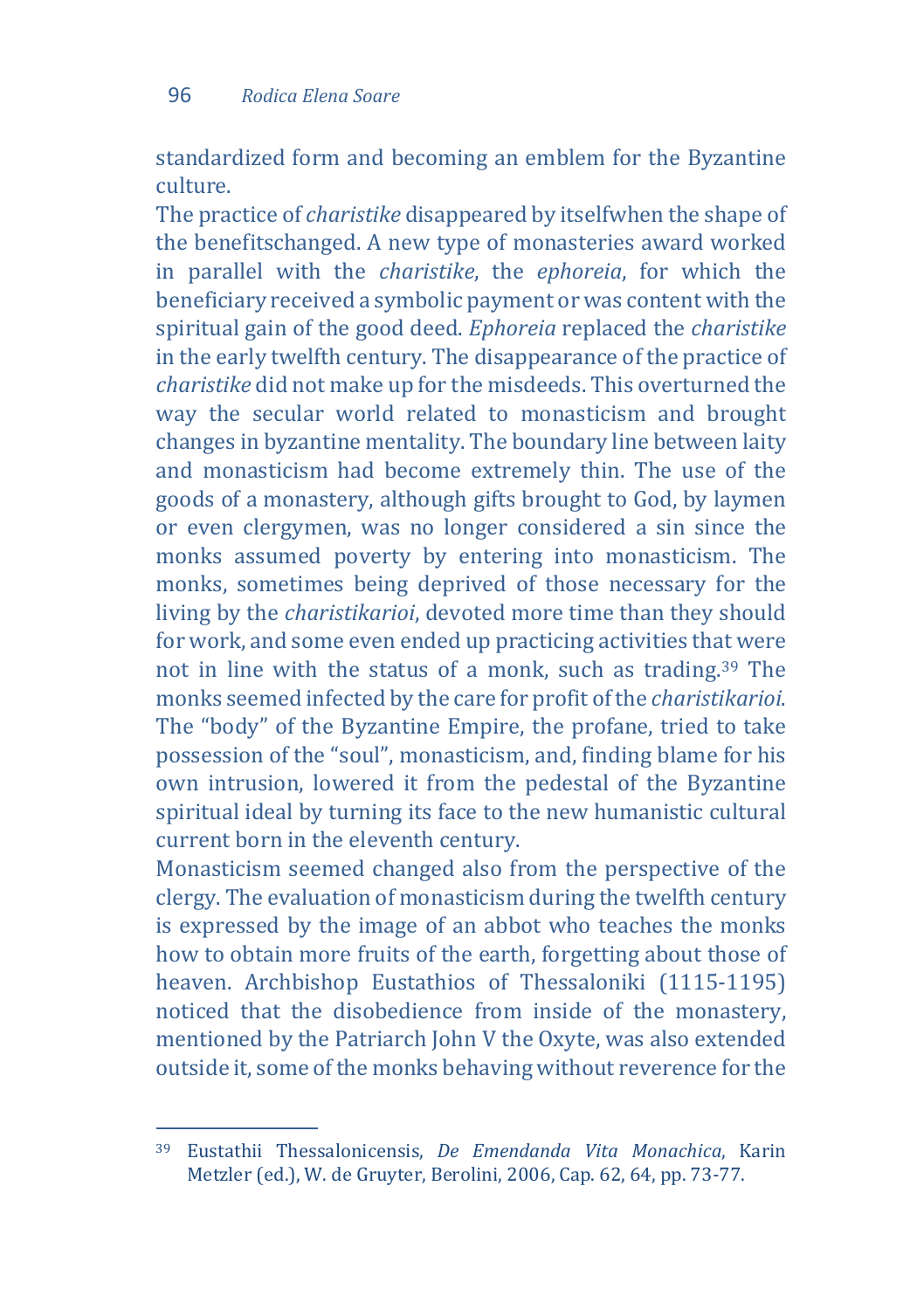standardized form and becoming an emblem for the Byzantine culture.

The practice of *charistike* disappeared by itselfwhen the shape of the benefitschanged. A new type of monasteries award worked in parallel with the *charistike*, the *ephoreia*, for which the beneficiary received a symbolic payment or was content with the spiritual gain of the good deed. *Ephoreia* replaced the *charistike* in the early twelfth century. The disappearance of the practice of *charistike* did not make up for the misdeeds. This overturned the way the secular world related to monasticism and brought changes in byzantine mentality. The boundary line between laity and monasticism had become extremely thin. The use of the goods of a monastery, although gifts brought to God, by laymen or even clergymen, was no longer considered a sin since the monks assumed poverty by entering into monasticism. The monks, sometimes being deprived of those necessary for the living by the *charistikarioi*, devoted more time than they should for work, and some even ended up practicing activities that were not in line with the status of a monk, such as trading.[39] The monks seemed infected by the care for profit of the *charistikarioi*. The "body" of the Byzantine Empire, the profane, tried to take possession of the "soul", monasticism, and, finding blame for his own intrusion, lowered it from the pedestal of the Byzantine spiritual ideal by turning its face to the new humanistic cultural current born in the eleventh century.

Monasticism seemed changed also from the perspective of the clergy. The evaluation of monasticism during the twelfth century is expressed by the image of an abbot who teaches the monks how to obtain more fruits of the earth, forgetting about those of heaven. Archbishop Eustathios of Thessaloniki (1115-1195) noticed that the disobedience from inside of the monastery, mentioned by the Patriarch John V the Oxyte, was also extended outside it, some of the monks behaving without reverence for the

---

[39] Eustathii Thessalonicensis, *De Emendanda Vita Monachica*, Karin Metzler (ed.), W. de Gruyter, Berolini, 2006, Cap. 62, 64, pp. 73-77.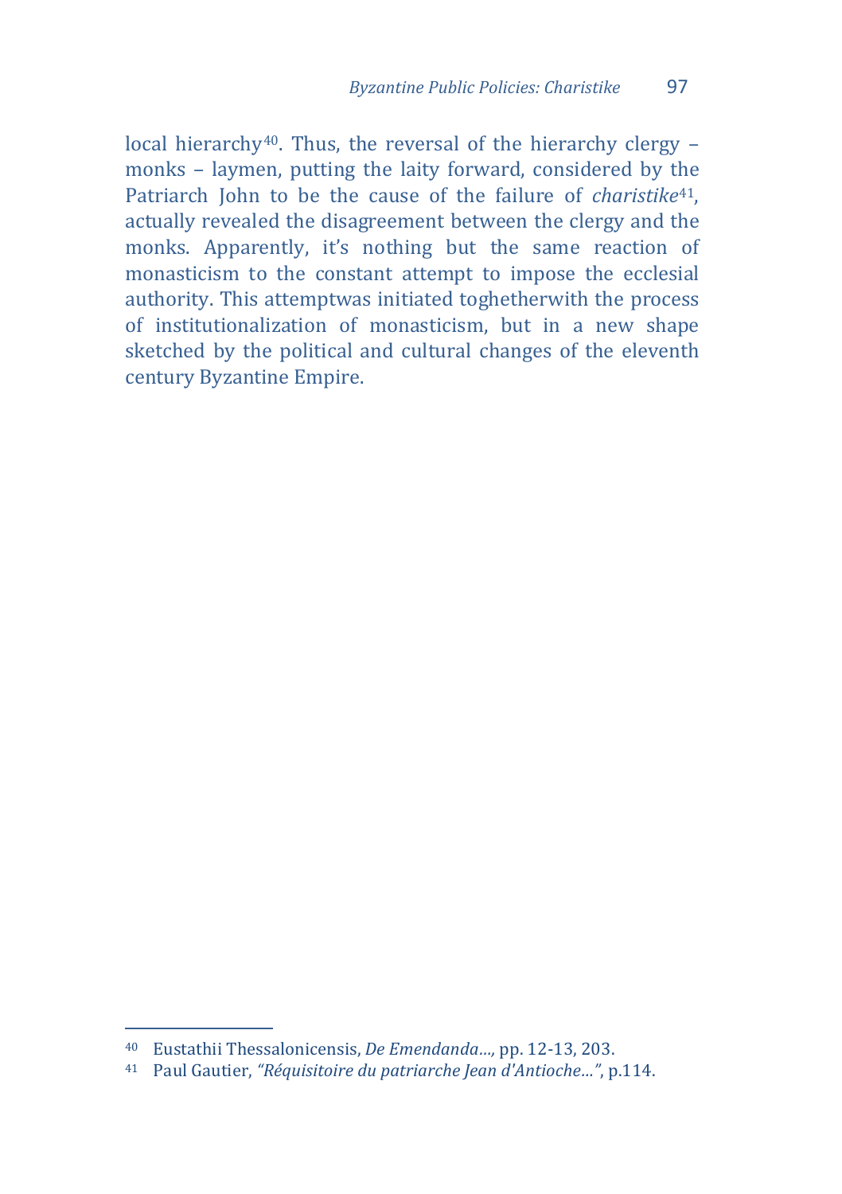local hierarchy[40]. Thus, the reversal of the hierarchy clergy – monks – laymen, putting the laity forward, considered by the Patriarch John to be the cause of the failure of *charistike*[41], actually revealed the disagreement between the clergy and the monks. Apparently, it's nothing but the same reaction of monasticism to the constant attempt to impose the ecclesial authority. This attemptwas initiated toghetherwith the process of institutionalization of monasticism, but in a new shape sketched by the political and cultural changes of the eleventh century Byzantine Empire.

---

[40] Eustathii Thessalonicensis, *De Emendanda…,* pp. 12-13, 203.

[41] Paul Gautier, *"Réquisitoire du patriarche Jean d'Antioche…"*, p.114.